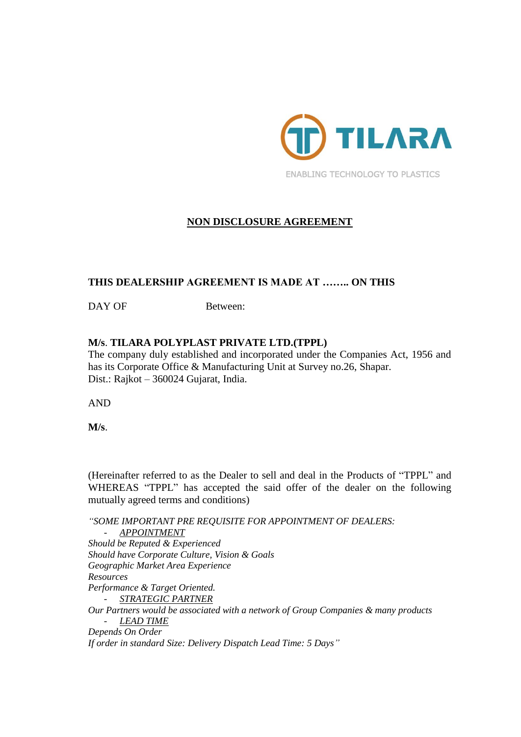TILARA

ENABLING TECHNOLOGY TO PLASTICS

# NON DISCLOSURE AGREEMENT

**THIS DEALERSHIP AGREEMENT IS MADE AT …….. ON THIS**

DAY OF Between:

**M/s. TILARA POLYPLAST PRIVATE LTD.(TPPL)**
The company duly established and incorporated under the Companies Act, 1956 and has its Corporate Office & Manufacturing Unit at Survey no.26, Shapar.
Dist.: Rajkot – 360024 Gujarat, India.

AND

**M/s.**

(Hereinafter referred to as the Dealer to sell and deal in the Products of "TPPL" and WHEREAS "TPPL" has accepted the said offer of the dealer on the following mutually agreed terms and conditions)

*"SOME IMPORTANT PRE REQUISITE FOR APPOINTMENT OF DEALERS:*

- *APPOINTMENT*

*Should be Reputed & Experienced*
*Should have Corporate Culture, Vision & Goals*
*Geographic Market Area Experience*
*Resources*
*Performance & Target Oriented.*

- *STRATEGIC PARTNER*

*Our Partners would be associated with a network of Group Companies & many products*

- *LEAD TIME*

*Depends On Order*
*If order in standard Size: Delivery Dispatch Lead Time: 5 Days"*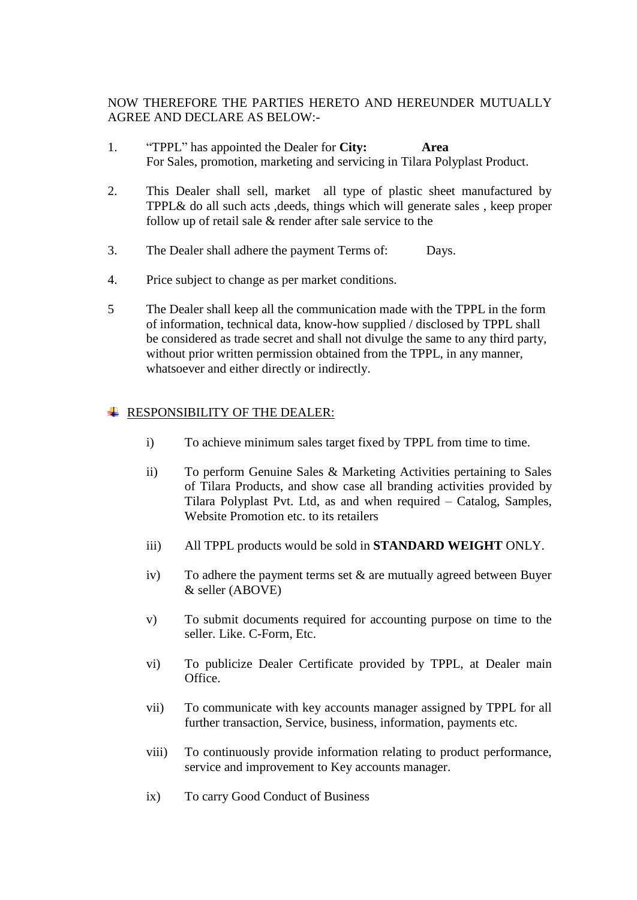NOW THEREFORE THE PARTIES HERETO AND HEREUNDER MUTUALLY AGREE AND DECLARE AS BELOW:-

1. "TPPL" has appointed the Dealer for **City:** **Area** For Sales, promotion, marketing and servicing in Tilara Polyplast Product.

2. This Dealer shall sell, market all type of plastic sheet manufactured by TPPL& do all such acts ,deeds, things which will generate sales , keep proper follow up of retail sale & render after sale service to the

3. The Dealer shall adhere the payment Terms of: Days.

4. Price subject to change as per market conditions.

5. The Dealer shall keep all the communication made with the TPPL in the form of information, technical data, know-how supplied / disclosed by TPPL shall be considered as trade secret and shall not divulge the same to any third party, without prior written permission obtained from the TPPL, in any manner, whatsoever and either directly or indirectly.

- <u>RESPONSIBILITY OF THE DEALER:</u>

  i) To achieve minimum sales target fixed by TPPL from time to time.

  ii) To perform Genuine Sales & Marketing Activities pertaining to Sales of Tilara Products, and show case all branding activities provided by Tilara Polyplast Pvt. Ltd, as and when required – Catalog, Samples, Website Promotion etc. to its retailers

  iii) All TPPL products would be sold in **STANDARD WEIGHT** ONLY.

  iv) To adhere the payment terms set & are mutually agreed between Buyer & seller (ABOVE)

  v) To submit documents required for accounting purpose on time to the seller. Like. C-Form, Etc.

  vi) To publicize Dealer Certificate provided by TPPL, at Dealer main Office.

  vii) To communicate with key accounts manager assigned by TPPL for all further transaction, Service, business, information, payments etc.

  viii) To continuously provide information relating to product performance, service and improvement to Key accounts manager.

  ix) To carry Good Conduct of Business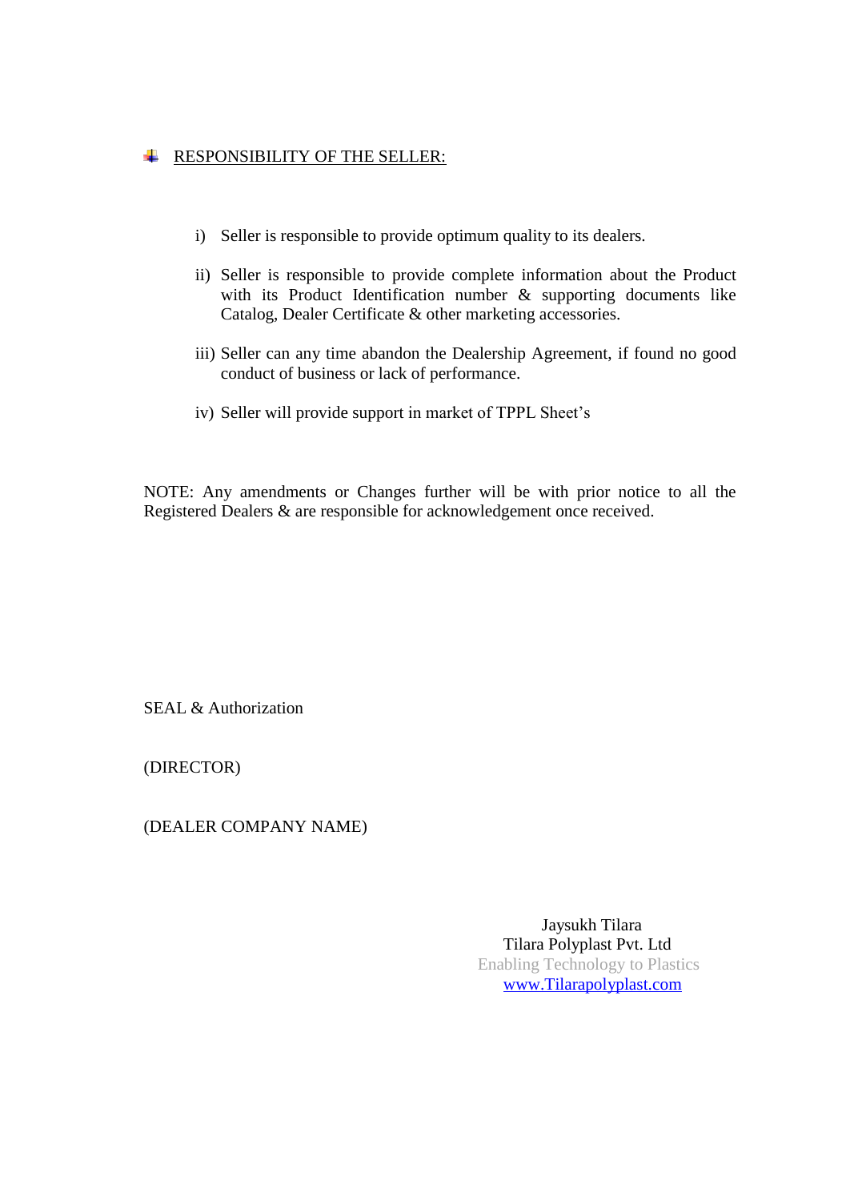## RESPONSIBILITY OF THE SELLER:

i) Seller is responsible to provide optimum quality to its dealers.

ii) Seller is responsible to provide complete information about the Product with its Product Identification number & supporting documents like Catalog, Dealer Certificate & other marketing accessories.

iii) Seller can any time abandon the Dealership Agreement, if found no good conduct of business or lack of performance.

iv) Seller will provide support in market of TPPL Sheet's

NOTE: Any amendments or Changes further will be with prior notice to all the Registered Dealers & are responsible for acknowledgement once received.

SEAL & Authorization

(DIRECTOR)

(DEALER COMPANY NAME)

Jaysukh Tilara
Tilara Polyplast Pvt. Ltd
Enabling Technology to Plastics
www.Tilarapolyplast.com